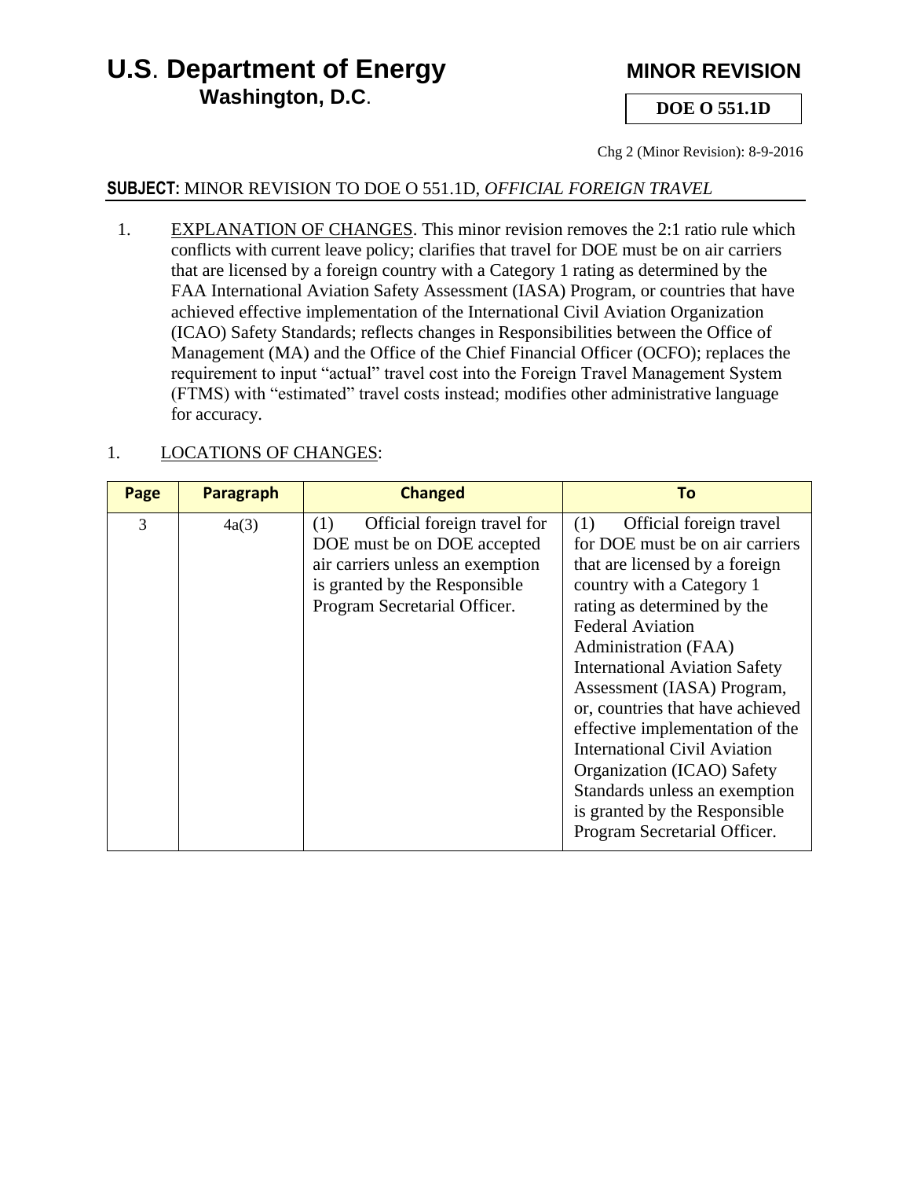# U.S. Department of Energy
## Washington, D.C.

## MINOR REVISION

**DOE O 551.1D**

Chg 2 (Minor Revision): 8-9-2016

**SUBJECT:** MINOR REVISION TO DOE O 551.1D, *OFFICIAL FOREIGN TRAVEL*

1. EXPLANATION OF CHANGES. This minor revision removes the 2:1 ratio rule which conflicts with current leave policy; clarifies that travel for DOE must be on air carriers that are licensed by a foreign country with a Category 1 rating as determined by the FAA International Aviation Safety Assessment (IASA) Program, or countries that have achieved effective implementation of the International Civil Aviation Organization (ICAO) Safety Standards; reflects changes in Responsibilities between the Office of Management (MA) and the Office of the Chief Financial Officer (OCFO); replaces the requirement to input "actual" travel cost into the Foreign Travel Management System (FTMS) with "estimated" travel costs instead; modifies other administrative language for accuracy.

1. LOCATIONS OF CHANGES:

| Page | Paragraph | Changed | To |
|---|---|---|---|
| 3 | 4a(3) | (1) Official foreign travel for DOE must be on DOE accepted air carriers unless an exemption is granted by the Responsible Program Secretarial Officer. | (1) Official foreign travel for DOE must be on air carriers that are licensed by a foreign country with a Category 1 rating as determined by the Federal Aviation Administration (FAA) International Aviation Safety Assessment (IASA) Program, or, countries that have achieved effective implementation of the International Civil Aviation Organization (ICAO) Safety Standards unless an exemption is granted by the Responsible Program Secretarial Officer. |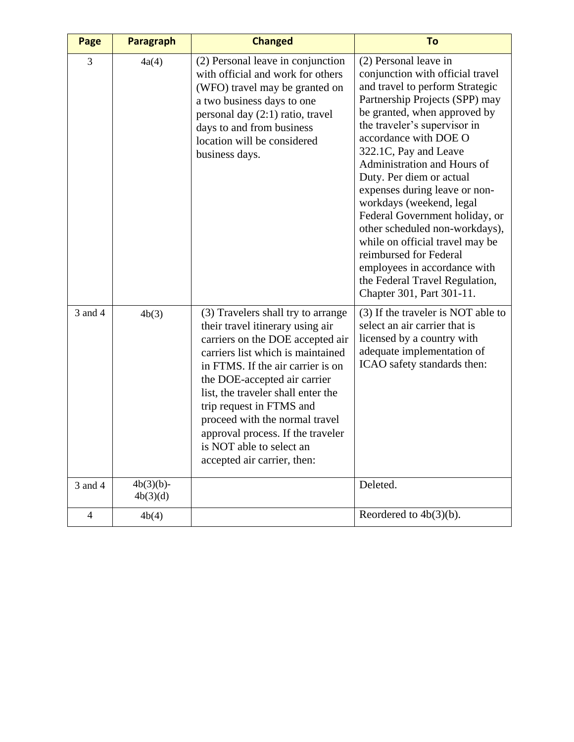| Page | Paragraph | Changed | To |
|---|---|---|---|
| 3 | 4a(4) | (2) Personal leave in conjunction with official and work for others (WFO) travel may be granted on a two business days to one personal day (2:1) ratio, travel days to and from business location will be considered business days. | (2) Personal leave in conjunction with official travel and travel to perform Strategic Partnership Projects (SPP) may be granted, when approved by the traveler's supervisor in accordance with DOE O 322.1C, Pay and Leave Administration and Hours of Duty. Per diem or actual expenses during leave or non-workdays (weekend, legal Federal Government holiday, or other scheduled non-workdays), while on official travel may be reimbursed for Federal employees in accordance with the Federal Travel Regulation, Chapter 301, Part 301-11. |
| 3 and 4 | 4b(3) | (3) Travelers shall try to arrange their travel itinerary using air carriers on the DOE accepted air carriers list which is maintained in FTMS. If the air carrier is on the DOE-accepted air carrier list, the traveler shall enter the trip request in FTMS and proceed with the normal travel approval process. If the traveler is NOT able to select an accepted air carrier, then: | (3) If the traveler is NOT able to select an air carrier that is licensed by a country with adequate implementation of ICAO safety standards then: |
| 3 and 4 | 4b(3)(b)-4b(3)(d) | | Deleted. |
| 4 | 4b(4) | | Reordered to 4b(3)(b). |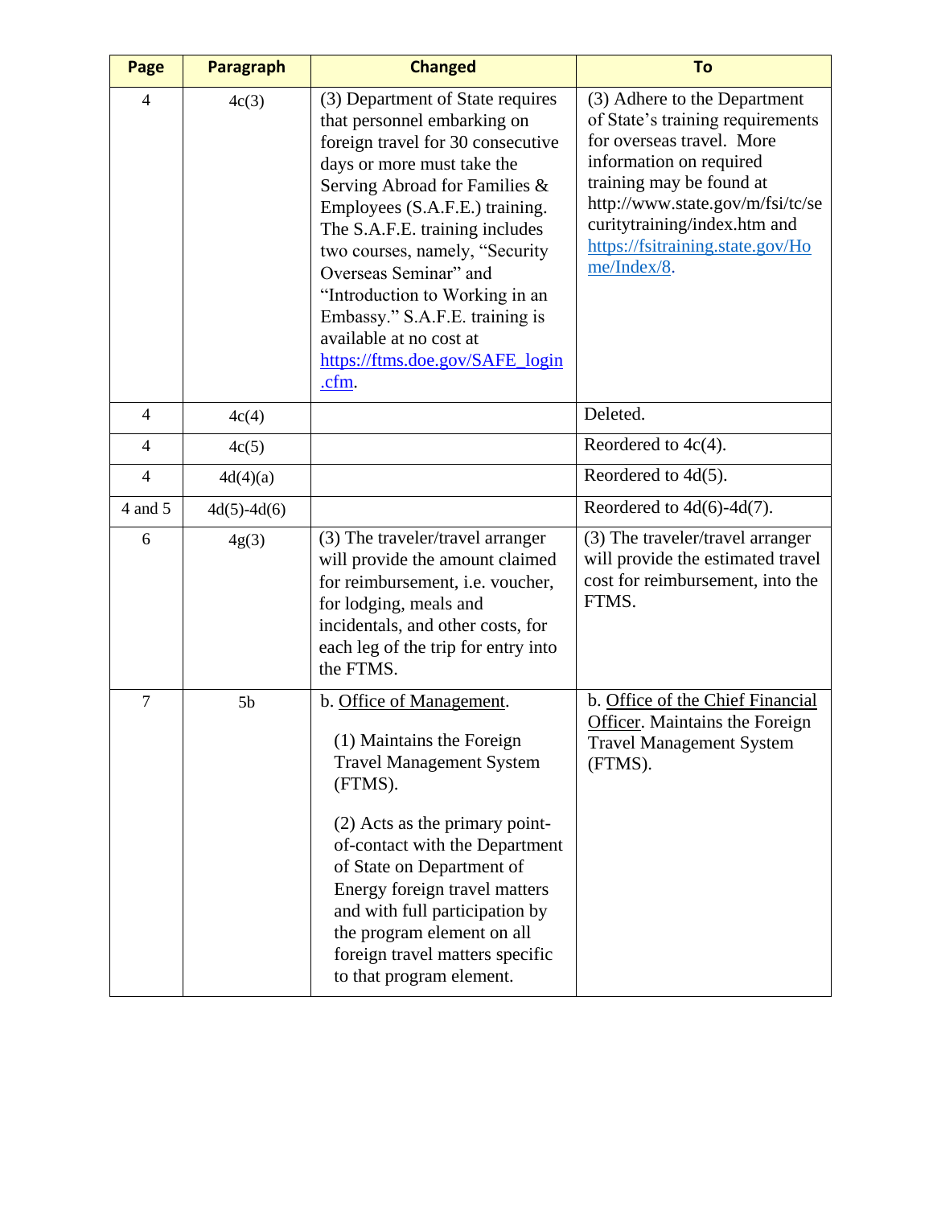| Page | Paragraph | Changed | To |
|---|---|---|---|
| 4 | 4c(3) | (3) Department of State requires that personnel embarking on foreign travel for 30 consecutive days or more must take the Serving Abroad for Families & Employees (S.A.F.E.) training. The S.A.F.E. training includes two courses, namely, "Security Overseas Seminar" and "Introduction to Working in an Embassy." S.A.F.E. training is available at no cost at https://ftms.doe.gov/SAFE_login.cfm. | (3) Adhere to the Department of State's training requirements for overseas travel. More information on required training may be found at http://www.state.gov/m/fsi/tc/securitytraining/index.htm and https://fsitraining.state.gov/Home/Index/8. |
| 4 | 4c(4) | | Deleted. |
| 4 | 4c(5) | | Reordered to 4c(4). |
| 4 | 4d(4)(a) | | Reordered to 4d(5). |
| 4 and 5 | 4d(5)-4d(6) | | Reordered to 4d(6)-4d(7). |
| 6 | 4g(3) | (3) The traveler/travel arranger will provide the amount claimed for reimbursement, i.e. voucher, for lodging, meals and incidentals, and other costs, for each leg of the trip for entry into the FTMS. | (3) The traveler/travel arranger will provide the estimated travel cost for reimbursement, into the FTMS. |
| 7 | 5b | b. Office of Management.<br><br>(1) Maintains the Foreign Travel Management System (FTMS).<br><br>(2) Acts as the primary point-of-contact with the Department of State on Department of Energy foreign travel matters and with full participation by the program element on all foreign travel matters specific to that program element. | b. Office of the Chief Financial Officer. Maintains the Foreign Travel Management System (FTMS). |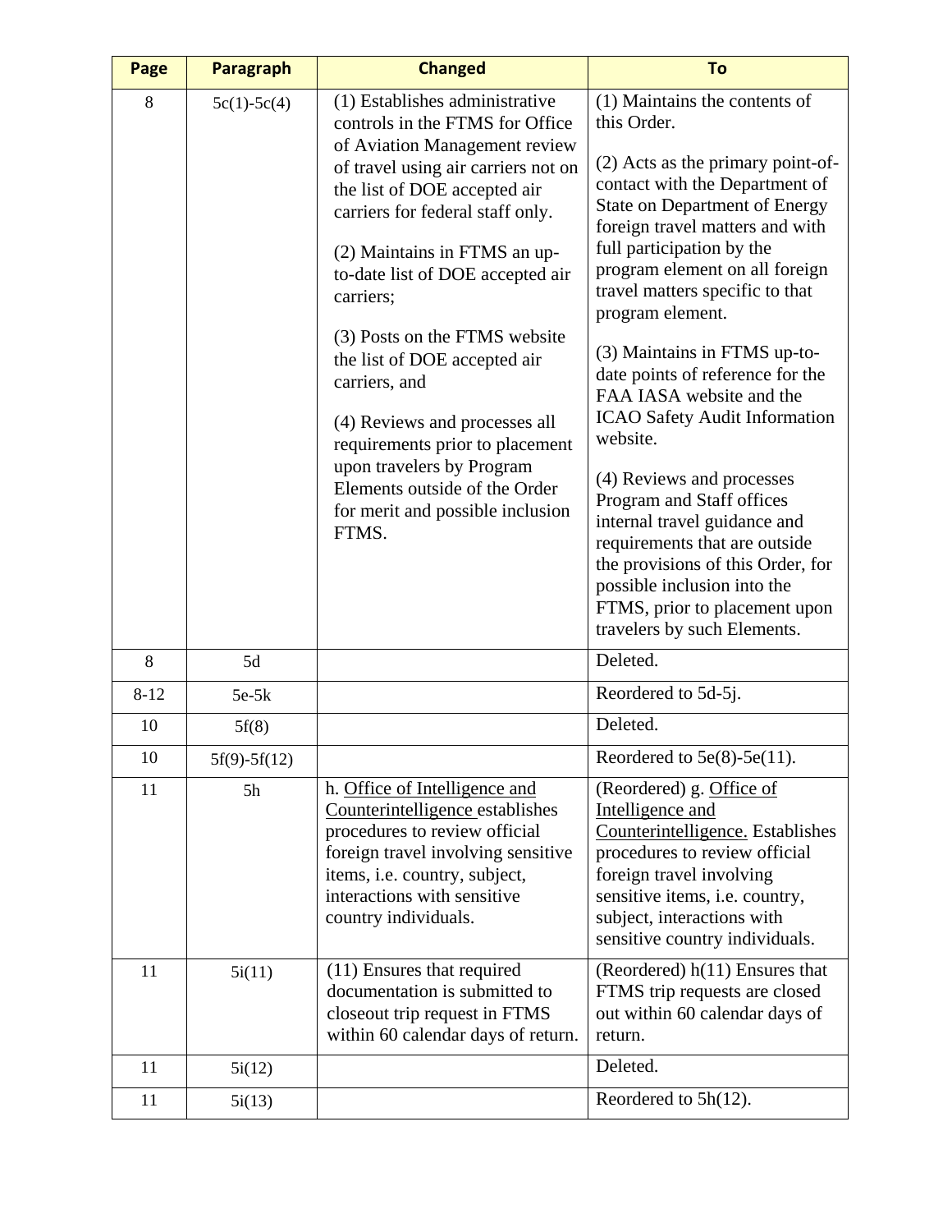| Page | Paragraph | Changed | To |
|---|---|---|---|
| 8 | 5c(1)-5c(4) | (1) Establishes administrative controls in the FTMS for Office of Aviation Management review of travel using air carriers not on the list of DOE accepted air carriers for federal staff only.<br><br>(2) Maintains in FTMS an up-to-date list of DOE accepted air carriers;<br><br>(3) Posts on the FTMS website the list of DOE accepted air carriers, and<br><br>(4) Reviews and processes all requirements prior to placement upon travelers by Program Elements outside of the Order for merit and possible inclusion FTMS. | (1) Maintains the contents of this Order.<br><br>(2) Acts as the primary point-of-contact with the Department of State on Department of Energy foreign travel matters and with full participation by the program element on all foreign travel matters specific to that program element.<br><br>(3) Maintains in FTMS up-to-date points of reference for the FAA IASA website and the ICAO Safety Audit Information website.<br><br>(4) Reviews and processes Program and Staff offices internal travel guidance and requirements that are outside the provisions of this Order, for possible inclusion into the FTMS, prior to placement upon travelers by such Elements. |
| 8 | 5d | | Deleted. |
| 8-12 | 5e-5k | | Reordered to 5d-5j. |
| 10 | 5f(8) | | Deleted. |
| 10 | 5f(9)-5f(12) | | Reordered to 5e(8)-5e(11). |
| 11 | 5h | h. <u>Office of Intelligence and Counterintelligence</u> establishes procedures to review official foreign travel involving sensitive items, i.e. country, subject, interactions with sensitive country individuals. | (Reordered) g. <u>Office of Intelligence and Counterintelligence.</u> Establishes procedures to review official foreign travel involving sensitive items, i.e. country, subject, interactions with sensitive country individuals. |
| 11 | 5i(11) | (11) Ensures that required documentation is submitted to closeout trip request in FTMS within 60 calendar days of return. | (Reordered) h(11) Ensures that FTMS trip requests are closed out within 60 calendar days of return. |
| 11 | 5i(12) | | Deleted. |
| 11 | 5i(13) | | Reordered to 5h(12). |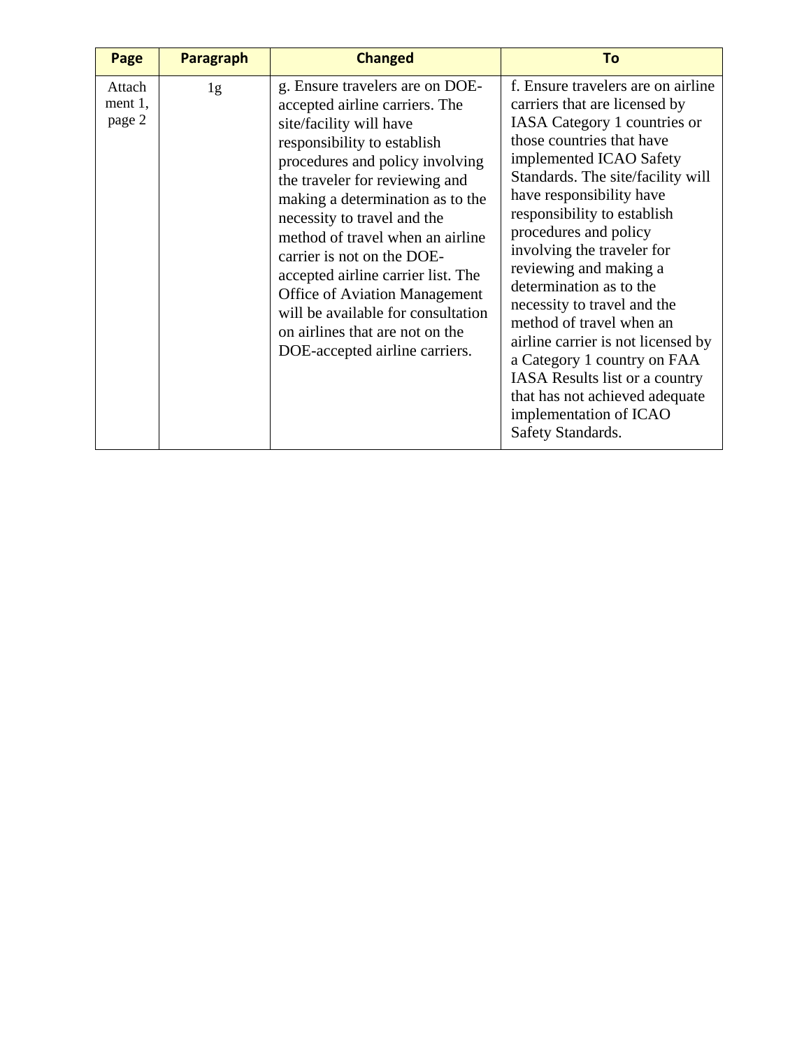| Page | Paragraph | Changed | To |
| --- | --- | --- | --- |
| Attachment 1, page 2 | 1g | g. Ensure travelers are on DOE-accepted airline carriers. The site/facility will have responsibility to establish procedures and policy involving the traveler for reviewing and making a determination as to the necessity to travel and the method of travel when an airline carrier is not on the DOE-accepted airline carrier list. The Office of Aviation Management will be available for consultation on airlines that are not on the DOE-accepted airline carriers. | f. Ensure travelers are on airline carriers that are licensed by IASA Category 1 countries or those countries that have implemented ICAO Safety Standards. The site/facility will have responsibility have responsibility to establish procedures and policy involving the traveler for reviewing and making a determination as to the necessity to travel and the method of travel when an airline carrier is not licensed by a Category 1 country on FAA IASA Results list or a country that has not achieved adequate implementation of ICAO Safety Standards. |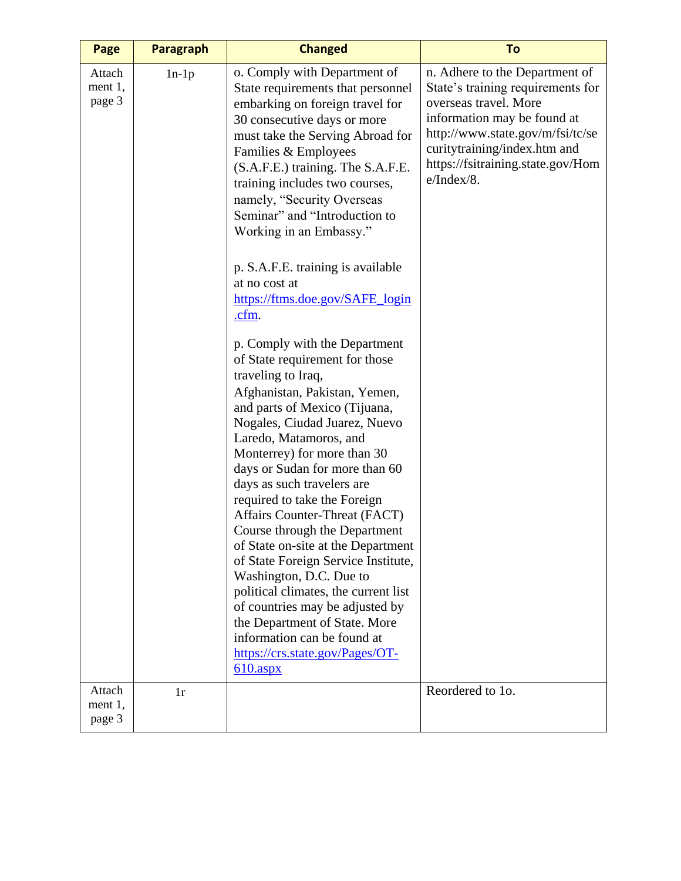| Page | Paragraph | Changed | To |
|---|---|---|---|
| Attachment 1, page 3 | 1n-1p | o. Comply with Department of State requirements that personnel embarking on foreign travel for 30 consecutive days or more must take the Serving Abroad for Families & Employees (S.A.F.E.) training. The S.A.F.E. training includes two courses, namely, "Security Overseas Seminar" and "Introduction to Working in an Embassy."<br><br>p. S.A.F.E. training is available at no cost at https://ftms.doe.gov/SAFE_login.cfm.<br><br>p. Comply with the Department of State requirement for those traveling to Iraq, Afghanistan, Pakistan, Yemen, and parts of Mexico (Tijuana, Nogales, Ciudad Juarez, Nuevo Laredo, Matamoros, and Monterrey) for more than 30 days or Sudan for more than 60 days as such travelers are required to take the Foreign Affairs Counter-Threat (FACT) Course through the Department of State on-site at the Department of State Foreign Service Institute, Washington, D.C. Due to political climates, the current list of countries may be adjusted by the Department of State. More information can be found at https://crs.state.gov/Pages/OT-610.aspx | n. Adhere to the Department of State's training requirements for overseas travel. More information may be found at http://www.state.gov/m/fsi/tc/securitytraining/index.htm and https://fsitraining.state.gov/Home/Index/8. |
| Attachment 1, page 3 | 1r | | Reordered to 1o. |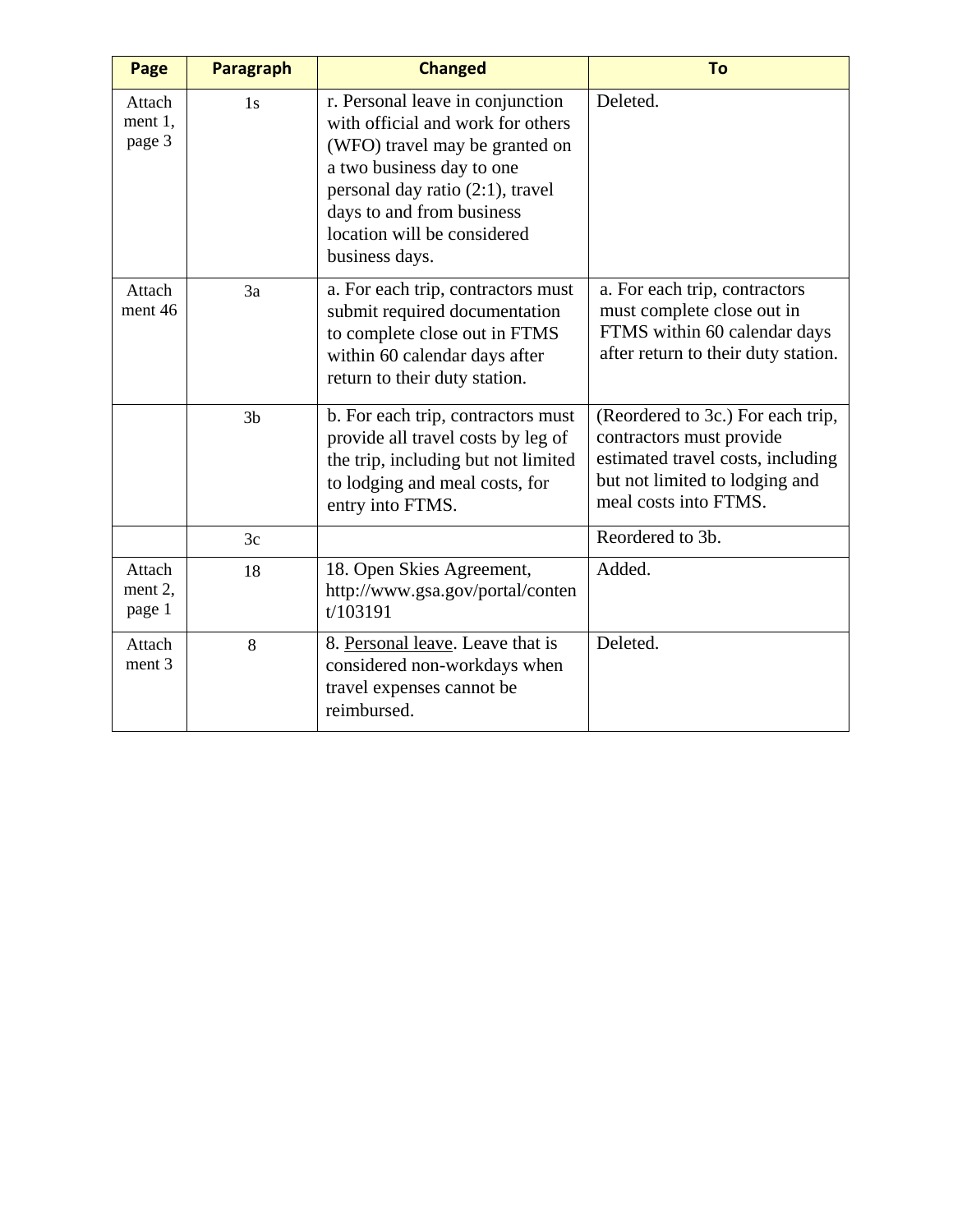| Page | Paragraph | Changed | To |
|---|---|---|---|
| Attachment 1, page 3 | 1s | r. Personal leave in conjunction with official and work for others (WFO) travel may be granted on a two business day to one personal day ratio (2:1), travel days to and from business location will be considered business days. | Deleted. |
| Attachment 46 | 3a | a. For each trip, contractors must submit required documentation to complete close out in FTMS within 60 calendar days after return to their duty station. | a. For each trip, contractors must complete close out in FTMS within 60 calendar days after return to their duty station. |
| | 3b | b. For each trip, contractors must provide all travel costs by leg of the trip, including but not limited to lodging and meal costs, for entry into FTMS. | (Reordered to 3c.) For each trip, contractors must provide estimated travel costs, including but not limited to lodging and meal costs into FTMS. |
| | 3c | | Reordered to 3b. |
| Attachment 2, page 1 | 18 | 18. Open Skies Agreement, http://www.gsa.gov/portal/content/103191 | Added. |
| Attachment 3 | 8 | 8. Personal leave. Leave that is considered non-workdays when travel expenses cannot be reimbursed. | Deleted. |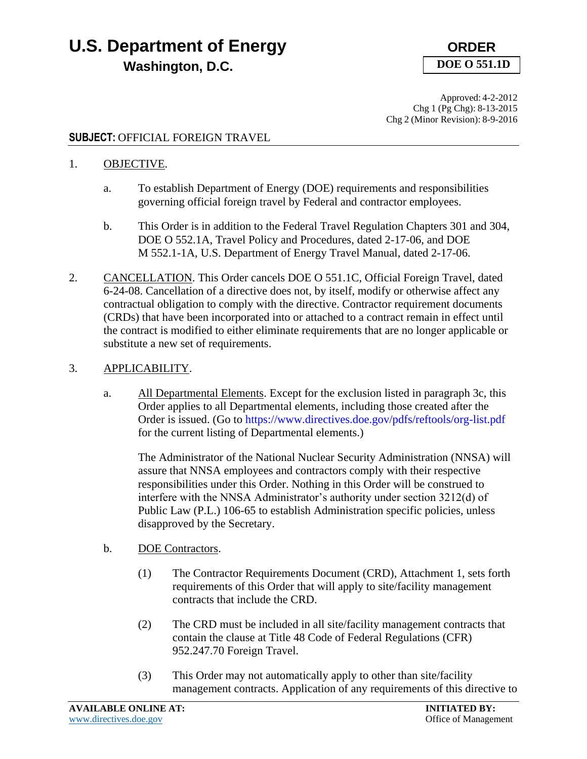# U.S. Department of Energy

**Washington, D.C.**

**ORDER**

**DOE O 551.1D**

Approved: 4-2-2012
Chg 1 (Pg Chg): 8-13-2015
Chg 2 (Minor Revision): 8-9-2016

**SUBJECT:** OFFICIAL FOREIGN TRAVEL

1. OBJECTIVE.

   a. To establish Department of Energy (DOE) requirements and responsibilities governing official foreign travel by Federal and contractor employees.

   b. This Order is in addition to the Federal Travel Regulation Chapters 301 and 304, DOE O 552.1A, Travel Policy and Procedures, dated 2-17-06, and DOE M 552.1-1A, U.S. Department of Energy Travel Manual, dated 2-17-06.

2. CANCELLATION. This Order cancels DOE O 551.1C, Official Foreign Travel, dated 6-24-08. Cancellation of a directive does not, by itself, modify or otherwise affect any contractual obligation to comply with the directive. Contractor requirement documents (CRDs) that have been incorporated into or attached to a contract remain in effect until the contract is modified to either eliminate requirements that are no longer applicable or substitute a new set of requirements.

3. APPLICABILITY.

   a. All Departmental Elements. Except for the exclusion listed in paragraph 3c, this Order applies to all Departmental elements, including those created after the Order is issued. (Go to https://www.directives.doe.gov/pdfs/reftools/org-list.pdf for the current listing of Departmental elements.)

      The Administrator of the National Nuclear Security Administration (NNSA) will assure that NNSA employees and contractors comply with their respective responsibilities under this Order. Nothing in this Order will be construed to interfere with the NNSA Administrator's authority under section 3212(d) of Public Law (P.L.) 106-65 to establish Administration specific policies, unless disapproved by the Secretary.

   b. DOE Contractors.

      (1) The Contractor Requirements Document (CRD), Attachment 1, sets forth requirements of this Order that will apply to site/facility management contracts that include the CRD.

      (2) The CRD must be included in all site/facility management contracts that contain the clause at Title 48 Code of Federal Regulations (CFR) 952.247.70 Foreign Travel.

      (3) This Order may not automatically apply to other than site/facility management contracts. Application of any requirements of this directive to

**AVAILABLE ONLINE AT:**
www.directives.doe.gov

**INITIATED BY:**
Office of Management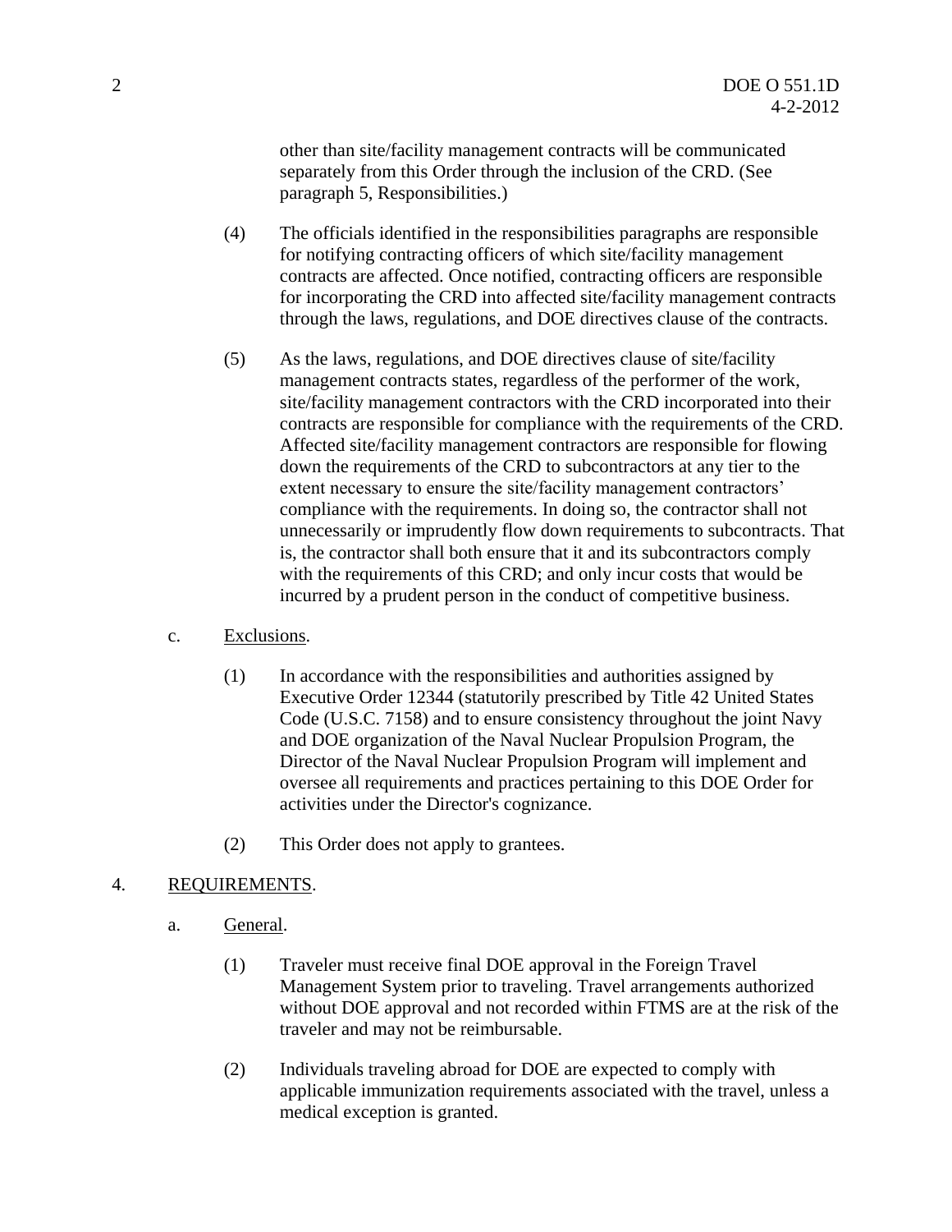other than site/facility management contracts will be communicated separately from this Order through the inclusion of the CRD. (See paragraph 5, Responsibilities.)

(4) The officials identified in the responsibilities paragraphs are responsible for notifying contracting officers of which site/facility management contracts are affected. Once notified, contracting officers are responsible for incorporating the CRD into affected site/facility management contracts through the laws, regulations, and DOE directives clause of the contracts.

(5) As the laws, regulations, and DOE directives clause of site/facility management contracts states, regardless of the performer of the work, site/facility management contractors with the CRD incorporated into their contracts are responsible for compliance with the requirements of the CRD. Affected site/facility management contractors are responsible for flowing down the requirements of the CRD to subcontractors at any tier to the extent necessary to ensure the site/facility management contractors' compliance with the requirements. In doing so, the contractor shall not unnecessarily or imprudently flow down requirements to subcontracts. That is, the contractor shall both ensure that it and its subcontractors comply with the requirements of this CRD; and only incur costs that would be incurred by a prudent person in the conduct of competitive business.

c. Exclusions.

(1) In accordance with the responsibilities and authorities assigned by Executive Order 12344 (statutorily prescribed by Title 42 United States Code (U.S.C. 7158) and to ensure consistency throughout the joint Navy and DOE organization of the Naval Nuclear Propulsion Program, the Director of the Naval Nuclear Propulsion Program will implement and oversee all requirements and practices pertaining to this DOE Order for activities under the Director's cognizance.

(2) This Order does not apply to grantees.

## 4. REQUIREMENTS.

a. General.

(1) Traveler must receive final DOE approval in the Foreign Travel Management System prior to traveling. Travel arrangements authorized without DOE approval and not recorded within FTMS are at the risk of the traveler and may not be reimbursable.

(2) Individuals traveling abroad for DOE are expected to comply with applicable immunization requirements associated with the travel, unless a medical exception is granted.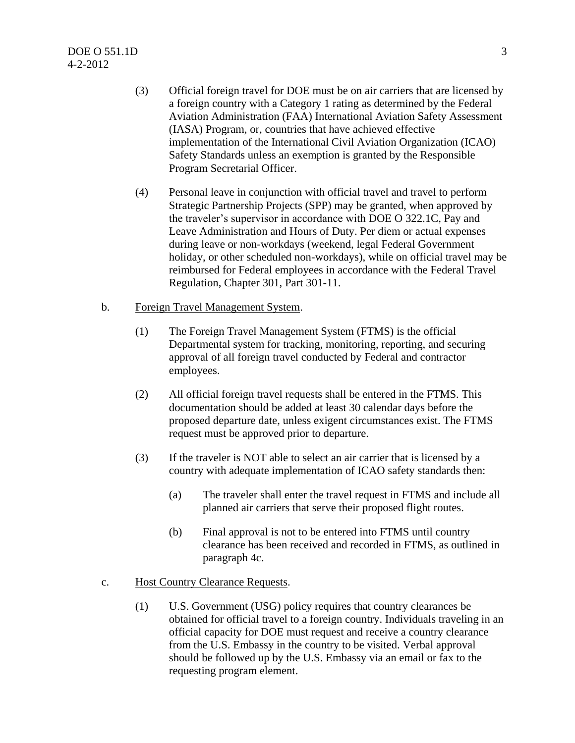(3) Official foreign travel for DOE must be on air carriers that are licensed by a foreign country with a Category 1 rating as determined by the Federal Aviation Administration (FAA) International Aviation Safety Assessment (IASA) Program, or, countries that have achieved effective implementation of the International Civil Aviation Organization (ICAO) Safety Standards unless an exemption is granted by the Responsible Program Secretarial Officer.

(4) Personal leave in conjunction with official travel and travel to perform Strategic Partnership Projects (SPP) may be granted, when approved by the traveler's supervisor in accordance with DOE O 322.1C, Pay and Leave Administration and Hours of Duty. Per diem or actual expenses during leave or non-workdays (weekend, legal Federal Government holiday, or other scheduled non-workdays), while on official travel may be reimbursed for Federal employees in accordance with the Federal Travel Regulation, Chapter 301, Part 301-11.

b. Foreign Travel Management System.

(1) The Foreign Travel Management System (FTMS) is the official Departmental system for tracking, monitoring, reporting, and securing approval of all foreign travel conducted by Federal and contractor employees.

(2) All official foreign travel requests shall be entered in the FTMS. This documentation should be added at least 30 calendar days before the proposed departure date, unless exigent circumstances exist. The FTMS request must be approved prior to departure.

(3) If the traveler is NOT able to select an air carrier that is licensed by a country with adequate implementation of ICAO safety standards then:

(a) The traveler shall enter the travel request in FTMS and include all planned air carriers that serve their proposed flight routes.

(b) Final approval is not to be entered into FTMS until country clearance has been received and recorded in FTMS, as outlined in paragraph 4c.

c. Host Country Clearance Requests.

(1) U.S. Government (USG) policy requires that country clearances be obtained for official travel to a foreign country. Individuals traveling in an official capacity for DOE must request and receive a country clearance from the U.S. Embassy in the country to be visited. Verbal approval should be followed up by the U.S. Embassy via an email or fax to the requesting program element.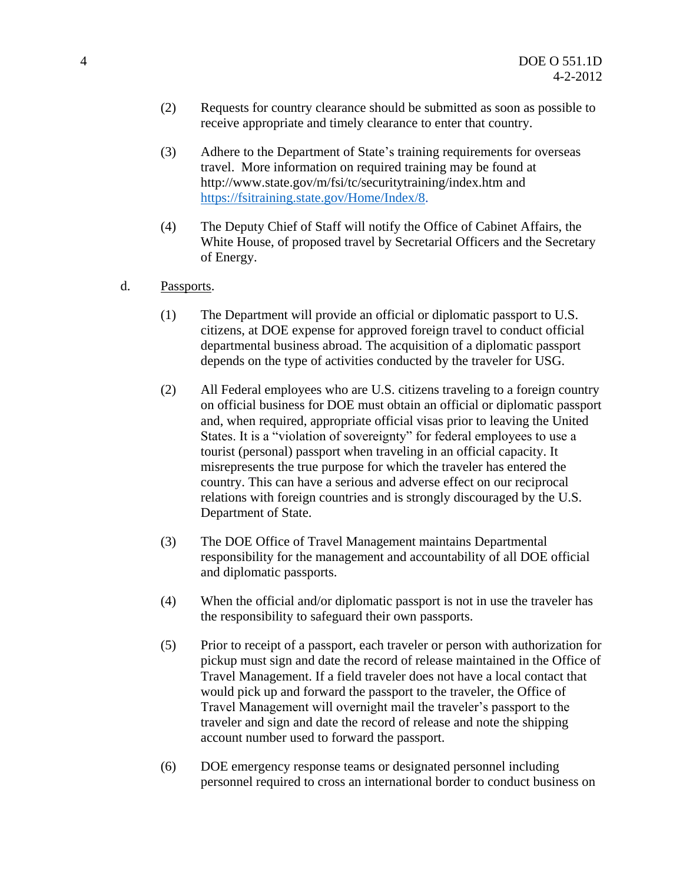(2) Requests for country clearance should be submitted as soon as possible to receive appropriate and timely clearance to enter that country.

(3) Adhere to the Department of State's training requirements for overseas travel. More information on required training may be found at http://www.state.gov/m/fsi/tc/securitytraining/index.htm and https://fsitraining.state.gov/Home/Index/8.

(4) The Deputy Chief of Staff will notify the Office of Cabinet Affairs, the White House, of proposed travel by Secretarial Officers and the Secretary of Energy.

d. Passports.

(1) The Department will provide an official or diplomatic passport to U.S. citizens, at DOE expense for approved foreign travel to conduct official departmental business abroad. The acquisition of a diplomatic passport depends on the type of activities conducted by the traveler for USG.

(2) All Federal employees who are U.S. citizens traveling to a foreign country on official business for DOE must obtain an official or diplomatic passport and, when required, appropriate official visas prior to leaving the United States. It is a "violation of sovereignty" for federal employees to use a tourist (personal) passport when traveling in an official capacity. It misrepresents the true purpose for which the traveler has entered the country. This can have a serious and adverse effect on our reciprocal relations with foreign countries and is strongly discouraged by the U.S. Department of State.

(3) The DOE Office of Travel Management maintains Departmental responsibility for the management and accountability of all DOE official and diplomatic passports.

(4) When the official and/or diplomatic passport is not in use the traveler has the responsibility to safeguard their own passports.

(5) Prior to receipt of a passport, each traveler or person with authorization for pickup must sign and date the record of release maintained in the Office of Travel Management. If a field traveler does not have a local contact that would pick up and forward the passport to the traveler, the Office of Travel Management will overnight mail the traveler's passport to the traveler and sign and date the record of release and note the shipping account number used to forward the passport.

(6) DOE emergency response teams or designated personnel including personnel required to cross an international border to conduct business on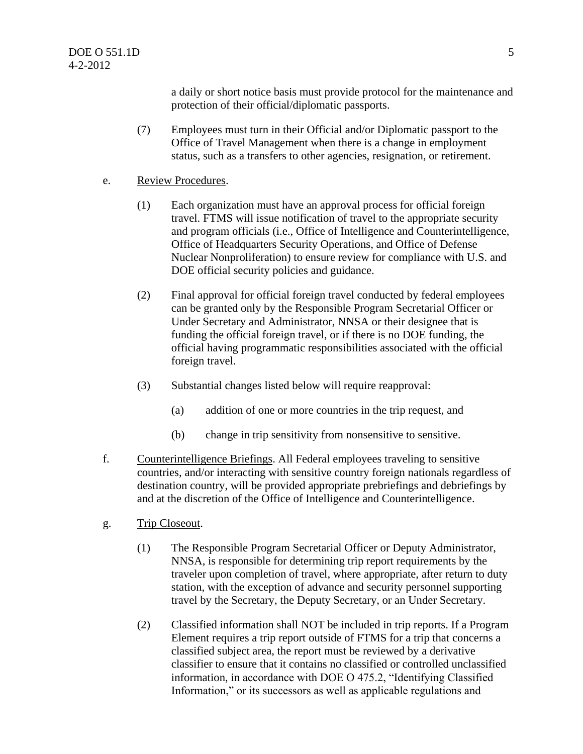a daily or short notice basis must provide protocol for the maintenance and protection of their official/diplomatic passports.

(7) Employees must turn in their Official and/or Diplomatic passport to the Office of Travel Management when there is a change in employment status, such as a transfers to other agencies, resignation, or retirement.

e. Review Procedures.

(1) Each organization must have an approval process for official foreign travel. FTMS will issue notification of travel to the appropriate security and program officials (i.e., Office of Intelligence and Counterintelligence, Office of Headquarters Security Operations, and Office of Defense Nuclear Nonproliferation) to ensure review for compliance with U.S. and DOE official security policies and guidance.

(2) Final approval for official foreign travel conducted by federal employees can be granted only by the Responsible Program Secretarial Officer or Under Secretary and Administrator, NNSA or their designee that is funding the official foreign travel, or if there is no DOE funding, the official having programmatic responsibilities associated with the official foreign travel.

(3) Substantial changes listed below will require reapproval:

(a) addition of one or more countries in the trip request, and

(b) change in trip sensitivity from nonsensitive to sensitive.

f. Counterintelligence Briefings. All Federal employees traveling to sensitive countries, and/or interacting with sensitive country foreign nationals regardless of destination country, will be provided appropriate prebriefings and debriefings by and at the discretion of the Office of Intelligence and Counterintelligence.

g. Trip Closeout.

(1) The Responsible Program Secretarial Officer or Deputy Administrator, NNSA, is responsible for determining trip report requirements by the traveler upon completion of travel, where appropriate, after return to duty station, with the exception of advance and security personnel supporting travel by the Secretary, the Deputy Secretary, or an Under Secretary.

(2) Classified information shall NOT be included in trip reports. If a Program Element requires a trip report outside of FTMS for a trip that concerns a classified subject area, the report must be reviewed by a derivative classifier to ensure that it contains no classified or controlled unclassified information, in accordance with DOE O 475.2, "Identifying Classified Information," or its successors as well as applicable regulations and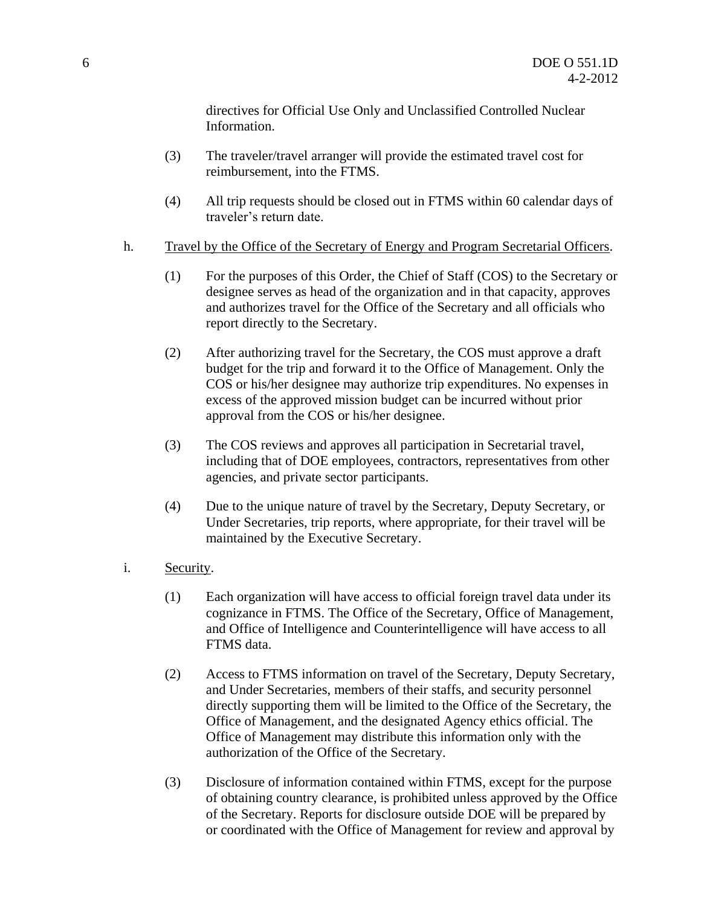directives for Official Use Only and Unclassified Controlled Nuclear Information.

(3) The traveler/travel arranger will provide the estimated travel cost for reimbursement, into the FTMS.

(4) All trip requests should be closed out in FTMS within 60 calendar days of traveler's return date.

h. Travel by the Office of the Secretary of Energy and Program Secretarial Officers.

(1) For the purposes of this Order, the Chief of Staff (COS) to the Secretary or designee serves as head of the organization and in that capacity, approves and authorizes travel for the Office of the Secretary and all officials who report directly to the Secretary.

(2) After authorizing travel for the Secretary, the COS must approve a draft budget for the trip and forward it to the Office of Management. Only the COS or his/her designee may authorize trip expenditures. No expenses in excess of the approved mission budget can be incurred without prior approval from the COS or his/her designee.

(3) The COS reviews and approves all participation in Secretarial travel, including that of DOE employees, contractors, representatives from other agencies, and private sector participants.

(4) Due to the unique nature of travel by the Secretary, Deputy Secretary, or Under Secretaries, trip reports, where appropriate, for their travel will be maintained by the Executive Secretary.

i. Security.

(1) Each organization will have access to official foreign travel data under its cognizance in FTMS. The Office of the Secretary, Office of Management, and Office of Intelligence and Counterintelligence will have access to all FTMS data.

(2) Access to FTMS information on travel of the Secretary, Deputy Secretary, and Under Secretaries, members of their staffs, and security personnel directly supporting them will be limited to the Office of the Secretary, the Office of Management, and the designated Agency ethics official. The Office of Management may distribute this information only with the authorization of the Office of the Secretary.

(3) Disclosure of information contained within FTMS, except for the purpose of obtaining country clearance, is prohibited unless approved by the Office of the Secretary. Reports for disclosure outside DOE will be prepared by or coordinated with the Office of Management for review and approval by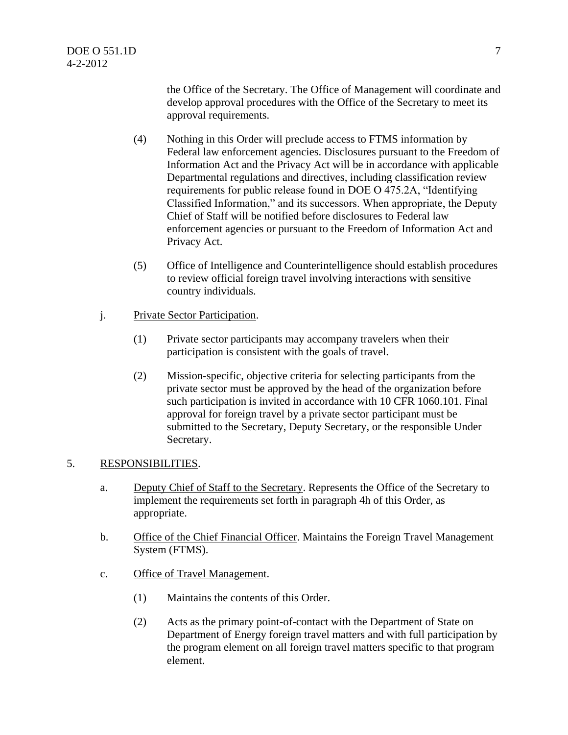the Office of the Secretary. The Office of Management will coordinate and develop approval procedures with the Office of the Secretary to meet its approval requirements.

(4) Nothing in this Order will preclude access to FTMS information by Federal law enforcement agencies. Disclosures pursuant to the Freedom of Information Act and the Privacy Act will be in accordance with applicable Departmental regulations and directives, including classification review requirements for public release found in DOE O 475.2A, "Identifying Classified Information," and its successors. When appropriate, the Deputy Chief of Staff will be notified before disclosures to Federal law enforcement agencies or pursuant to the Freedom of Information Act and Privacy Act.

(5) Office of Intelligence and Counterintelligence should establish procedures to review official foreign travel involving interactions with sensitive country individuals.

j. Private Sector Participation.

(1) Private sector participants may accompany travelers when their participation is consistent with the goals of travel.

(2) Mission-specific, objective criteria for selecting participants from the private sector must be approved by the head of the organization before such participation is invited in accordance with 10 CFR 1060.101. Final approval for foreign travel by a private sector participant must be submitted to the Secretary, Deputy Secretary, or the responsible Under Secretary.

## 5. RESPONSIBILITIES.

a. Deputy Chief of Staff to the Secretary. Represents the Office of the Secretary to implement the requirements set forth in paragraph 4h of this Order, as appropriate.

b. Office of the Chief Financial Officer. Maintains the Foreign Travel Management System (FTMS).

c. Office of Travel Management.

(1) Maintains the contents of this Order.

(2) Acts as the primary point-of-contact with the Department of State on Department of Energy foreign travel matters and with full participation by the program element on all foreign travel matters specific to that program element.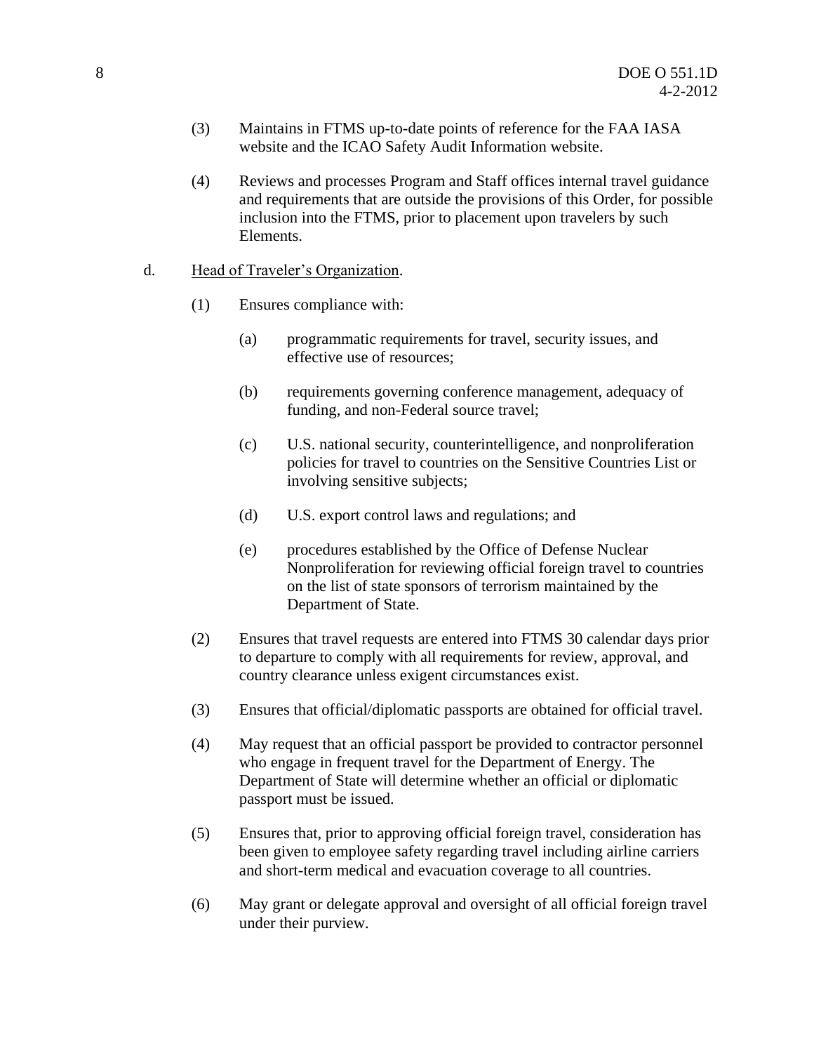(3) Maintains in FTMS up-to-date points of reference for the FAA IASA website and the ICAO Safety Audit Information website.

(4) Reviews and processes Program and Staff offices internal travel guidance and requirements that are outside the provisions of this Order, for possible inclusion into the FTMS, prior to placement upon travelers by such Elements.

d. Head of Traveler's Organization.

(1) Ensures compliance with:

(a) programmatic requirements for travel, security issues, and effective use of resources;

(b) requirements governing conference management, adequacy of funding, and non-Federal source travel;

(c) U.S. national security, counterintelligence, and nonproliferation policies for travel to countries on the Sensitive Countries List or involving sensitive subjects;

(d) U.S. export control laws and regulations; and

(e) procedures established by the Office of Defense Nuclear Nonproliferation for reviewing official foreign travel to countries on the list of state sponsors of terrorism maintained by the Department of State.

(2) Ensures that travel requests are entered into FTMS 30 calendar days prior to departure to comply with all requirements for review, approval, and country clearance unless exigent circumstances exist.

(3) Ensures that official/diplomatic passports are obtained for official travel.

(4) May request that an official passport be provided to contractor personnel who engage in frequent travel for the Department of Energy. The Department of State will determine whether an official or diplomatic passport must be issued.

(5) Ensures that, prior to approving official foreign travel, consideration has been given to employee safety regarding travel including airline carriers and short-term medical and evacuation coverage to all countries.

(6) May grant or delegate approval and oversight of all official foreign travel under their purview.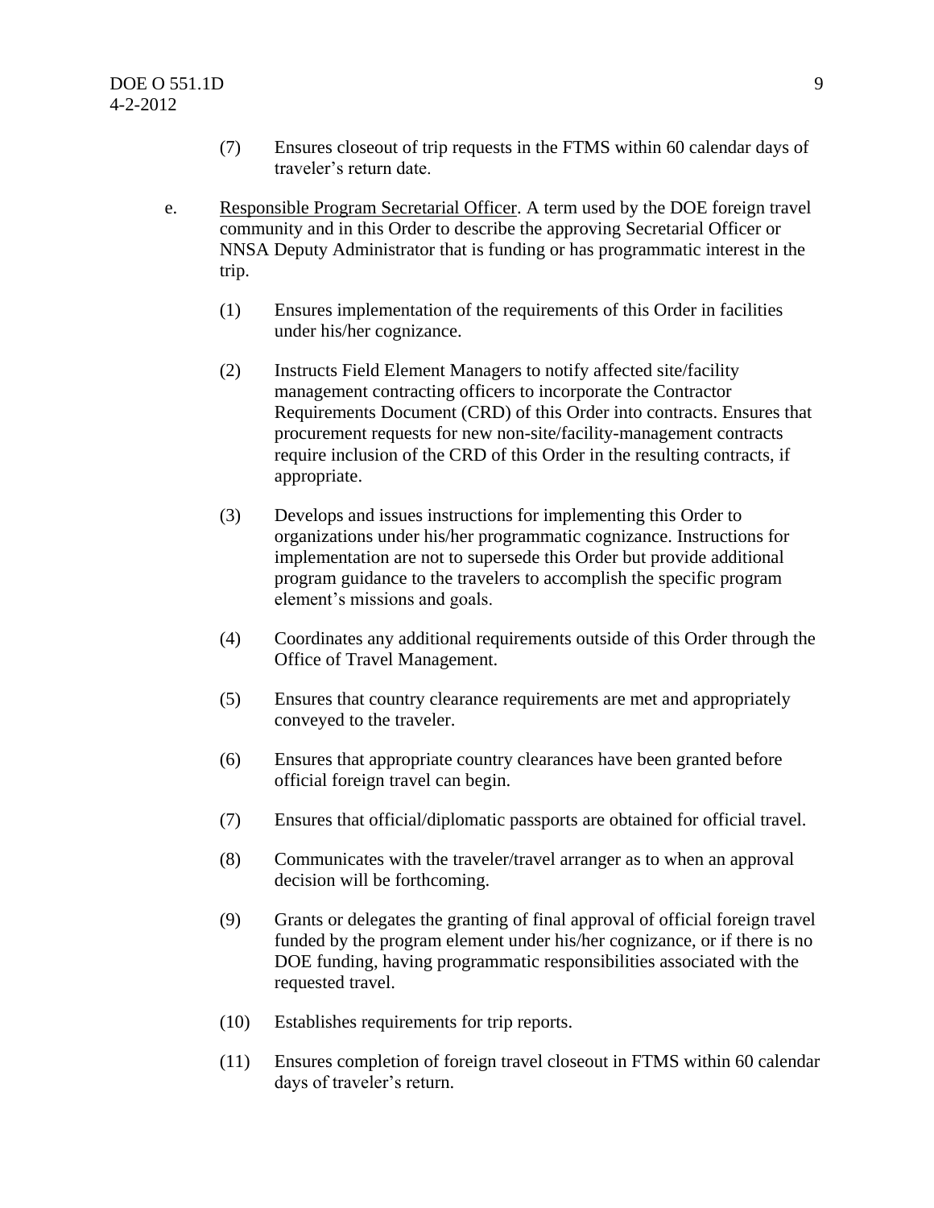(7) Ensures closeout of trip requests in the FTMS within 60 calendar days of traveler's return date.

e. Responsible Program Secretarial Officer. A term used by the DOE foreign travel community and in this Order to describe the approving Secretarial Officer or NNSA Deputy Administrator that is funding or has programmatic interest in the trip.

(1) Ensures implementation of the requirements of this Order in facilities under his/her cognizance.

(2) Instructs Field Element Managers to notify affected site/facility management contracting officers to incorporate the Contractor Requirements Document (CRD) of this Order into contracts. Ensures that procurement requests for new non-site/facility-management contracts require inclusion of the CRD of this Order in the resulting contracts, if appropriate.

(3) Develops and issues instructions for implementing this Order to organizations under his/her programmatic cognizance. Instructions for implementation are not to supersede this Order but provide additional program guidance to the travelers to accomplish the specific program element's missions and goals.

(4) Coordinates any additional requirements outside of this Order through the Office of Travel Management.

(5) Ensures that country clearance requirements are met and appropriately conveyed to the traveler.

(6) Ensures that appropriate country clearances have been granted before official foreign travel can begin.

(7) Ensures that official/diplomatic passports are obtained for official travel.

(8) Communicates with the traveler/travel arranger as to when an approval decision will be forthcoming.

(9) Grants or delegates the granting of final approval of official foreign travel funded by the program element under his/her cognizance, or if there is no DOE funding, having programmatic responsibilities associated with the requested travel.

(10) Establishes requirements for trip reports.

(11) Ensures completion of foreign travel closeout in FTMS within 60 calendar days of traveler's return.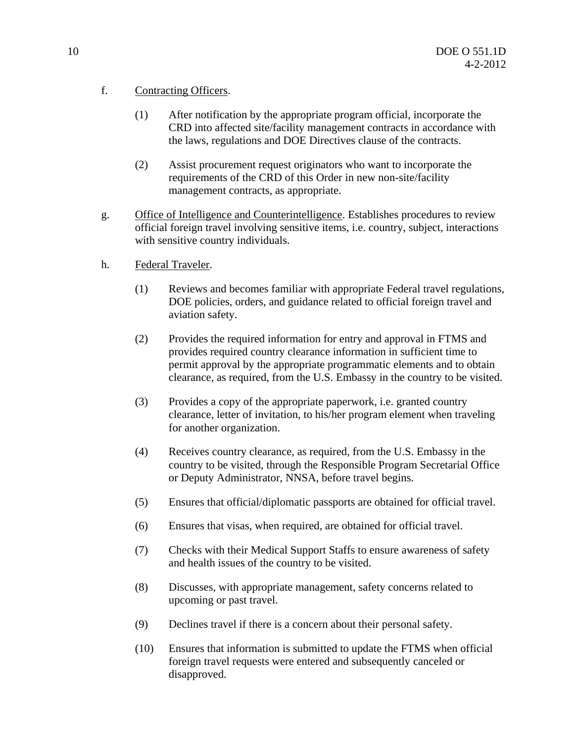f. Contracting Officers.

(1) After notification by the appropriate program official, incorporate the CRD into affected site/facility management contracts in accordance with the laws, regulations and DOE Directives clause of the contracts.

(2) Assist procurement request originators who want to incorporate the requirements of the CRD of this Order in new non-site/facility management contracts, as appropriate.

g. Office of Intelligence and Counterintelligence. Establishes procedures to review official foreign travel involving sensitive items, i.e. country, subject, interactions with sensitive country individuals.

h. Federal Traveler.

(1) Reviews and becomes familiar with appropriate Federal travel regulations, DOE policies, orders, and guidance related to official foreign travel and aviation safety.

(2) Provides the required information for entry and approval in FTMS and provides required country clearance information in sufficient time to permit approval by the appropriate programmatic elements and to obtain clearance, as required, from the U.S. Embassy in the country to be visited.

(3) Provides a copy of the appropriate paperwork, i.e. granted country clearance, letter of invitation, to his/her program element when traveling for another organization.

(4) Receives country clearance, as required, from the U.S. Embassy in the country to be visited, through the Responsible Program Secretarial Office or Deputy Administrator, NNSA, before travel begins.

(5) Ensures that official/diplomatic passports are obtained for official travel.

(6) Ensures that visas, when required, are obtained for official travel.

(7) Checks with their Medical Support Staffs to ensure awareness of safety and health issues of the country to be visited.

(8) Discusses, with appropriate management, safety concerns related to upcoming or past travel.

(9) Declines travel if there is a concern about their personal safety.

(10) Ensures that information is submitted to update the FTMS when official foreign travel requests were entered and subsequently canceled or disapproved.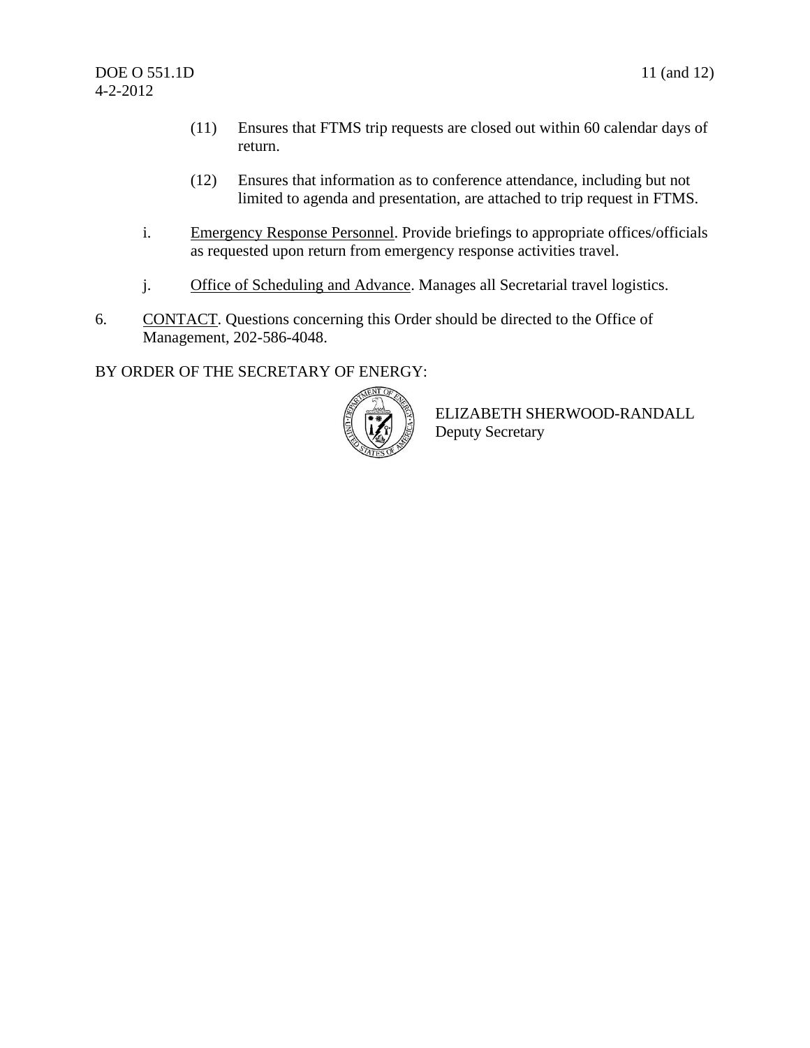(11) Ensures that FTMS trip requests are closed out within 60 calendar days of return.

(12) Ensures that information as to conference attendance, including but not limited to agenda and presentation, are attached to trip request in FTMS.

i. Emergency Response Personnel. Provide briefings to appropriate offices/officials as requested upon return from emergency response activities travel.

j. Office of Scheduling and Advance. Manages all Secretarial travel logistics.

6. CONTACT. Questions concerning this Order should be directed to the Office of Management, 202-586-4048.

BY ORDER OF THE SECRETARY OF ENERGY:

ELIZABETH SHERWOOD-RANDALL
Deputy Secretary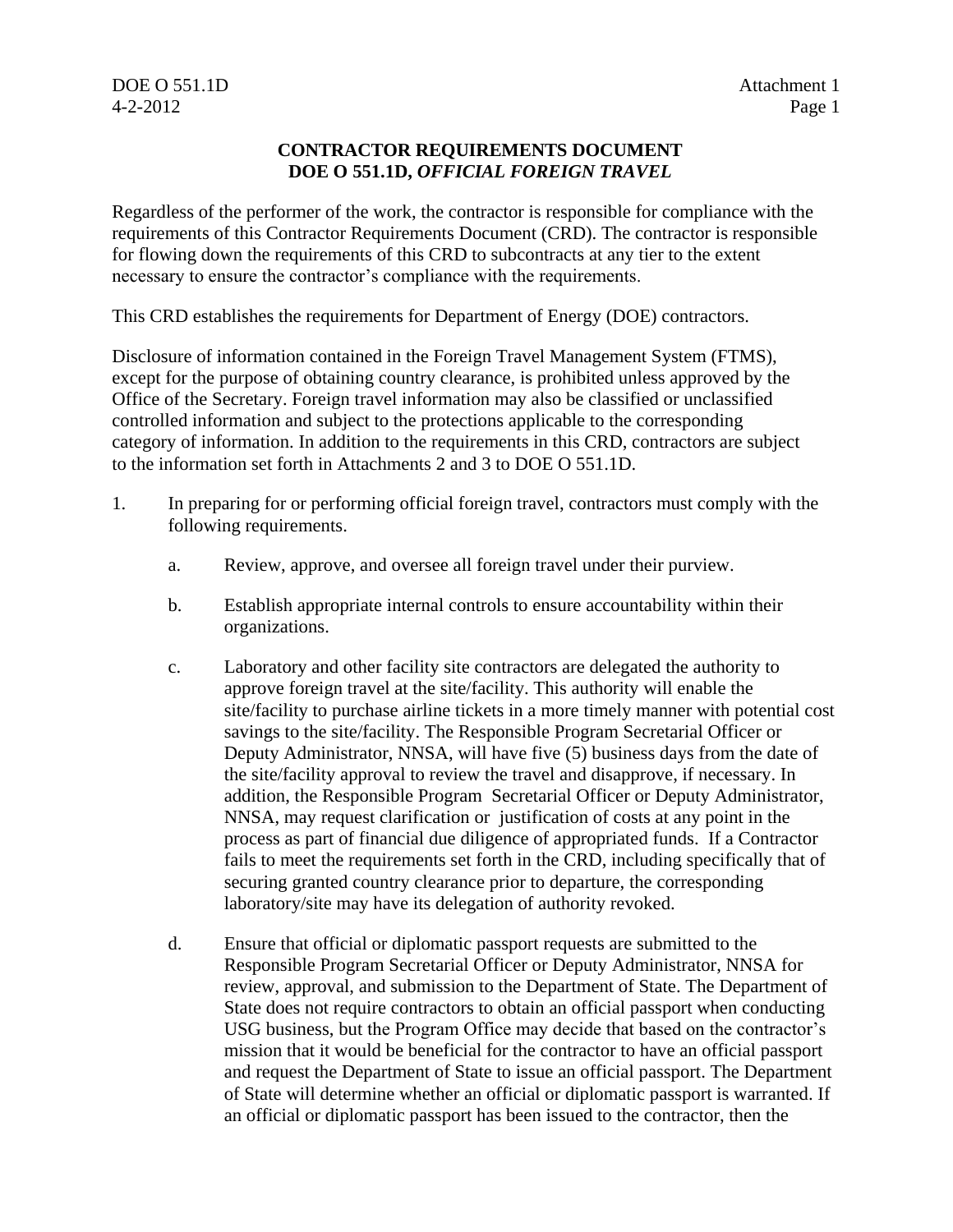## CONTRACTOR REQUIREMENTS DOCUMENT
## DOE O 551.1D, *OFFICIAL FOREIGN TRAVEL*

Regardless of the performer of the work, the contractor is responsible for compliance with the requirements of this Contractor Requirements Document (CRD). The contractor is responsible for flowing down the requirements of this CRD to subcontracts at any tier to the extent necessary to ensure the contractor's compliance with the requirements.

This CRD establishes the requirements for Department of Energy (DOE) contractors.

Disclosure of information contained in the Foreign Travel Management System (FTMS), except for the purpose of obtaining country clearance, is prohibited unless approved by the Office of the Secretary. Foreign travel information may also be classified or unclassified controlled information and subject to the protections applicable to the corresponding category of information. In addition to the requirements in this CRD, contractors are subject to the information set forth in Attachments 2 and 3 to DOE O 551.1D.

1. In preparing for or performing official foreign travel, contractors must comply with the following requirements.

    a. Review, approve, and oversee all foreign travel under their purview.

    b. Establish appropriate internal controls to ensure accountability within their organizations.

    c. Laboratory and other facility site contractors are delegated the authority to approve foreign travel at the site/facility. This authority will enable the site/facility to purchase airline tickets in a more timely manner with potential cost savings to the site/facility. The Responsible Program Secretarial Officer or Deputy Administrator, NNSA, will have five (5) business days from the date of the site/facility approval to review the travel and disapprove, if necessary. In addition, the Responsible Program Secretarial Officer or Deputy Administrator, NNSA, may request clarification or justification of costs at any point in the process as part of financial due diligence of appropriated funds. If a Contractor fails to meet the requirements set forth in the CRD, including specifically that of securing granted country clearance prior to departure, the corresponding laboratory/site may have its delegation of authority revoked.

    d. Ensure that official or diplomatic passport requests are submitted to the Responsible Program Secretarial Officer or Deputy Administrator, NNSA for review, approval, and submission to the Department of State. The Department of State does not require contractors to obtain an official passport when conducting USG business, but the Program Office may decide that based on the contractor's mission that it would be beneficial for the contractor to have an official passport and request the Department of State to issue an official passport. The Department of State will determine whether an official or diplomatic passport is warranted. If an official or diplomatic passport has been issued to the contractor, then the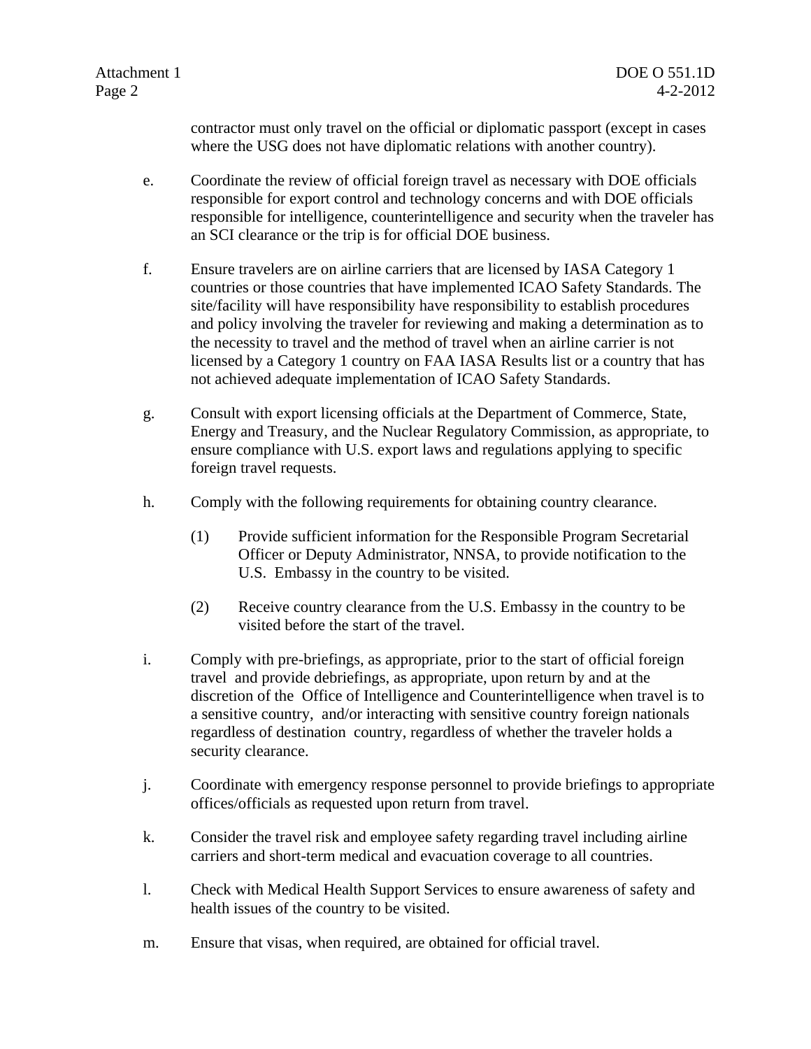contractor must only travel on the official or diplomatic passport (except in cases where the USG does not have diplomatic relations with another country).

e. Coordinate the review of official foreign travel as necessary with DOE officials responsible for export control and technology concerns and with DOE officials responsible for intelligence, counterintelligence and security when the traveler has an SCI clearance or the trip is for official DOE business.

f. Ensure travelers are on airline carriers that are licensed by IASA Category 1 countries or those countries that have implemented ICAO Safety Standards. The site/facility will have responsibility have responsibility to establish procedures and policy involving the traveler for reviewing and making a determination as to the necessity to travel and the method of travel when an airline carrier is not licensed by a Category 1 country on FAA IASA Results list or a country that has not achieved adequate implementation of ICAO Safety Standards.

g. Consult with export licensing officials at the Department of Commerce, State, Energy and Treasury, and the Nuclear Regulatory Commission, as appropriate, to ensure compliance with U.S. export laws and regulations applying to specific foreign travel requests.

h. Comply with the following requirements for obtaining country clearance.

   (1) Provide sufficient information for the Responsible Program Secretarial Officer or Deputy Administrator, NNSA, to provide notification to the U.S. Embassy in the country to be visited.

   (2) Receive country clearance from the U.S. Embassy in the country to be visited before the start of the travel.

i. Comply with pre-briefings, as appropriate, prior to the start of official foreign travel and provide debriefings, as appropriate, upon return by and at the discretion of the Office of Intelligence and Counterintelligence when travel is to a sensitive country, and/or interacting with sensitive country foreign nationals regardless of destination country, regardless of whether the traveler holds a security clearance.

j. Coordinate with emergency response personnel to provide briefings to appropriate offices/officials as requested upon return from travel.

k. Consider the travel risk and employee safety regarding travel including airline carriers and short-term medical and evacuation coverage to all countries.

l. Check with Medical Health Support Services to ensure awareness of safety and health issues of the country to be visited.

m. Ensure that visas, when required, are obtained for official travel.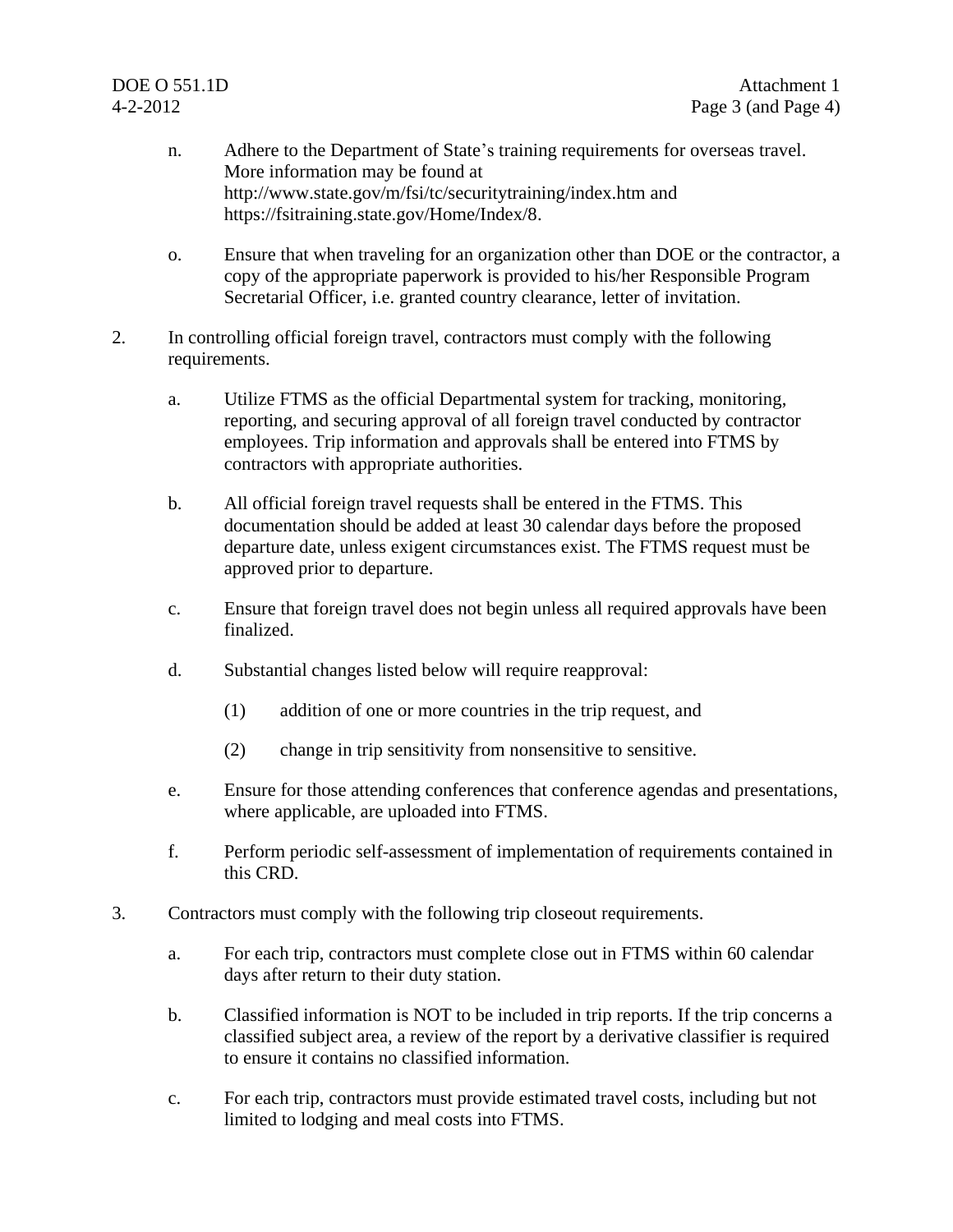n. Adhere to the Department of State's training requirements for overseas travel. More information may be found at http://www.state.gov/m/fsi/tc/securitytraining/index.htm and https://fsitraining.state.gov/Home/Index/8.

o. Ensure that when traveling for an organization other than DOE or the contractor, a copy of the appropriate paperwork is provided to his/her Responsible Program Secretarial Officer, i.e. granted country clearance, letter of invitation.

2. In controlling official foreign travel, contractors must comply with the following requirements.

   a. Utilize FTMS as the official Departmental system for tracking, monitoring, reporting, and securing approval of all foreign travel conducted by contractor employees. Trip information and approvals shall be entered into FTMS by contractors with appropriate authorities.

   b. All official foreign travel requests shall be entered in the FTMS. This documentation should be added at least 30 calendar days before the proposed departure date, unless exigent circumstances exist. The FTMS request must be approved prior to departure.

   c. Ensure that foreign travel does not begin unless all required approvals have been finalized.

   d. Substantial changes listed below will require reapproval:

      (1) addition of one or more countries in the trip request, and

      (2) change in trip sensitivity from nonsensitive to sensitive.

   e. Ensure for those attending conferences that conference agendas and presentations, where applicable, are uploaded into FTMS.

   f. Perform periodic self-assessment of implementation of requirements contained in this CRD.

3. Contractors must comply with the following trip closeout requirements.

   a. For each trip, contractors must complete close out in FTMS within 60 calendar days after return to their duty station.

   b. Classified information is NOT to be included in trip reports. If the trip concerns a classified subject area, a review of the report by a derivative classifier is required to ensure it contains no classified information.

   c. For each trip, contractors must provide estimated travel costs, including but not limited to lodging and meal costs into FTMS.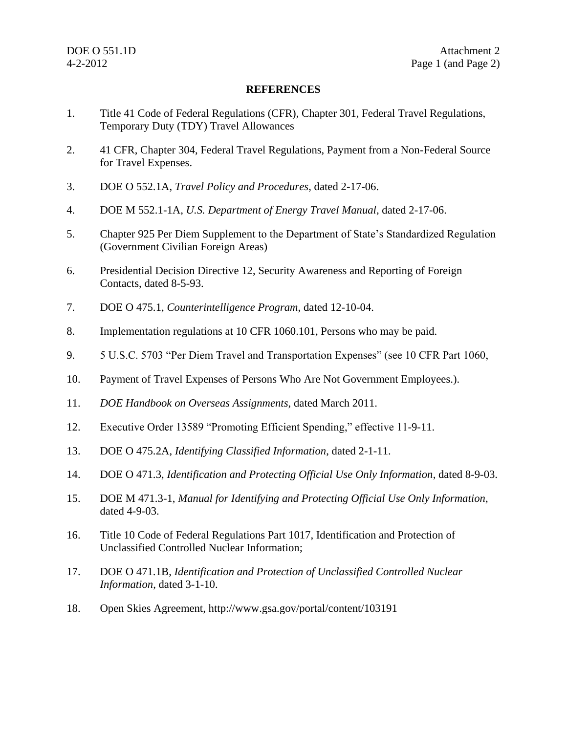## REFERENCES

1. Title 41 Code of Federal Regulations (CFR), Chapter 301, Federal Travel Regulations, Temporary Duty (TDY) Travel Allowances

2. 41 CFR, Chapter 304, Federal Travel Regulations, Payment from a Non-Federal Source for Travel Expenses.

3. DOE O 552.1A, *Travel Policy and Procedures*, dated 2-17-06.

4. DOE M 552.1-1A, *U.S. Department of Energy Travel Manual*, dated 2-17-06.

5. Chapter 925 Per Diem Supplement to the Department of State's Standardized Regulation (Government Civilian Foreign Areas)

6. Presidential Decision Directive 12, Security Awareness and Reporting of Foreign Contacts, dated 8-5-93.

7. DOE O 475.1, *Counterintelligence Program*, dated 12-10-04.

8. Implementation regulations at 10 CFR 1060.101, Persons who may be paid.

9. 5 U.S.C. 5703 "Per Diem Travel and Transportation Expenses" (see 10 CFR Part 1060,

10. Payment of Travel Expenses of Persons Who Are Not Government Employees.).

11. *DOE Handbook on Overseas Assignments*, dated March 2011.

12. Executive Order 13589 "Promoting Efficient Spending," effective 11-9-11.

13. DOE O 475.2A, *Identifying Classified Information*, dated 2-1-11.

14. DOE O 471.3, *Identification and Protecting Official Use Only Information*, dated 8-9-03.

15. DOE M 471.3-1, *Manual for Identifying and Protecting Official Use Only Information*, dated 4-9-03.

16. Title 10 Code of Federal Regulations Part 1017, Identification and Protection of Unclassified Controlled Nuclear Information;

17. DOE O 471.1B, *Identification and Protection of Unclassified Controlled Nuclear Information*, dated 3-1-10.

18. Open Skies Agreement, http://www.gsa.gov/portal/content/103191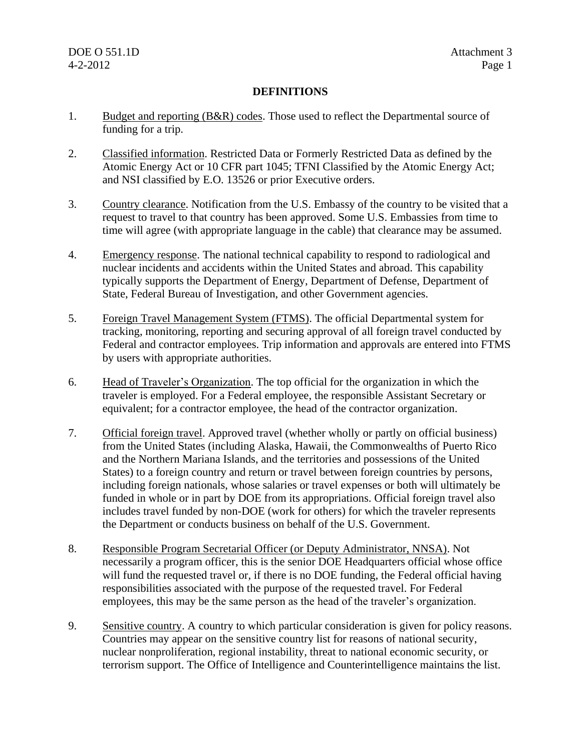## DEFINITIONS

1. Budget and reporting (B&R) codes. Those used to reflect the Departmental source of funding for a trip.

2. Classified information. Restricted Data or Formerly Restricted Data as defined by the Atomic Energy Act or 10 CFR part 1045; TFNI Classified by the Atomic Energy Act; and NSI classified by E.O. 13526 or prior Executive orders.

3. Country clearance. Notification from the U.S. Embassy of the country to be visited that a request to travel to that country has been approved. Some U.S. Embassies from time to time will agree (with appropriate language in the cable) that clearance may be assumed.

4. Emergency response. The national technical capability to respond to radiological and nuclear incidents and accidents within the United States and abroad. This capability typically supports the Department of Energy, Department of Defense, Department of State, Federal Bureau of Investigation, and other Government agencies.

5. Foreign Travel Management System (FTMS). The official Departmental system for tracking, monitoring, reporting and securing approval of all foreign travel conducted by Federal and contractor employees. Trip information and approvals are entered into FTMS by users with appropriate authorities.

6. Head of Traveler's Organization. The top official for the organization in which the traveler is employed. For a Federal employee, the responsible Assistant Secretary or equivalent; for a contractor employee, the head of the contractor organization.

7. Official foreign travel. Approved travel (whether wholly or partly on official business) from the United States (including Alaska, Hawaii, the Commonwealths of Puerto Rico and the Northern Mariana Islands, and the territories and possessions of the United States) to a foreign country and return or travel between foreign countries by persons, including foreign nationals, whose salaries or travel expenses or both will ultimately be funded in whole or in part by DOE from its appropriations. Official foreign travel also includes travel funded by non-DOE (work for others) for which the traveler represents the Department or conducts business on behalf of the U.S. Government.

8. Responsible Program Secretarial Officer (or Deputy Administrator, NNSA). Not necessarily a program officer, this is the senior DOE Headquarters official whose office will fund the requested travel or, if there is no DOE funding, the Federal official having responsibilities associated with the purpose of the requested travel. For Federal employees, this may be the same person as the head of the traveler's organization.

9. Sensitive country. A country to which particular consideration is given for policy reasons. Countries may appear on the sensitive country list for reasons of national security, nuclear nonproliferation, regional instability, threat to national economic security, or terrorism support. The Office of Intelligence and Counterintelligence maintains the list.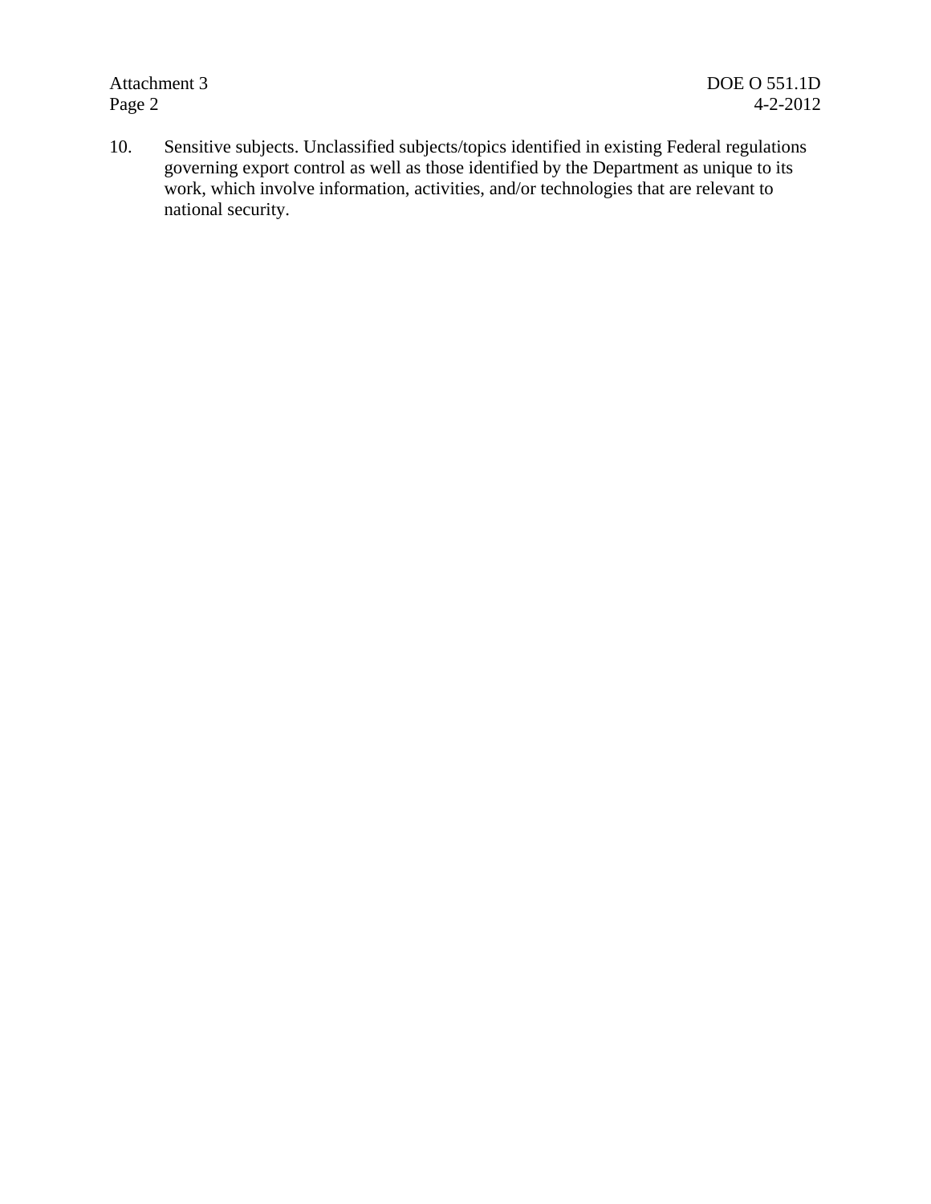10. Sensitive subjects. Unclassified subjects/topics identified in existing Federal regulations governing export control as well as those identified by the Department as unique to its work, which involve information, activities, and/or technologies that are relevant to national security.